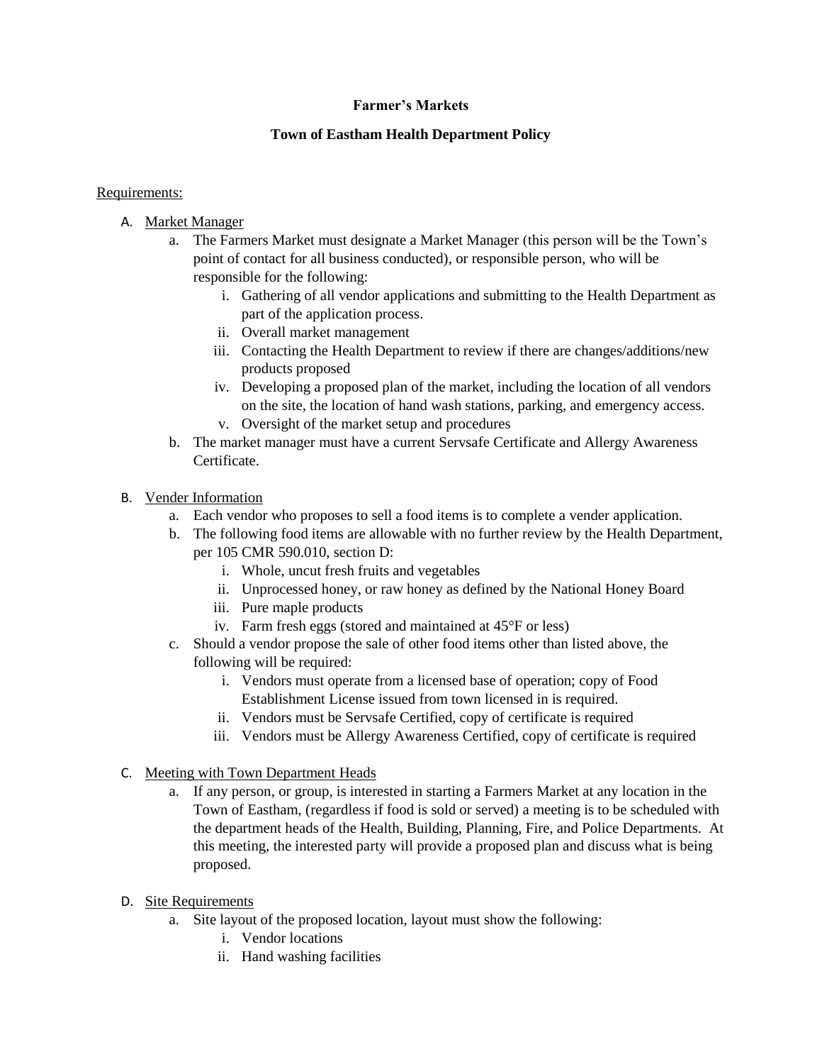**Farmer's Markets**

**Town of Eastham Health Department Policy**

Requirements:

A. Market Manager
   a. The Farmers Market must designate a Market Manager (this person will be the Town's point of contact for all business conducted), or responsible person, who will be responsible for the following:
      i. Gathering of all vendor applications and submitting to the Health Department as part of the application process.
      ii. Overall market management
      iii. Contacting the Health Department to review if there are changes/additions/new products proposed
      iv. Developing a proposed plan of the market, including the location of all vendors on the site, the location of hand wash stations, parking, and emergency access.
      v. Oversight of the market setup and procedures
   b. The market manager must have a current Servsafe Certificate and Allergy Awareness Certificate.

B. Vender Information
   a. Each vendor who proposes to sell a food items is to complete a vender application.
   b. The following food items are allowable with no further review by the Health Department, per 105 CMR 590.010, section D:
      i. Whole, uncut fresh fruits and vegetables
      ii. Unprocessed honey, or raw honey as defined by the National Honey Board
      iii. Pure maple products
      iv. Farm fresh eggs (stored and maintained at 45°F or less)
   c. Should a vendor propose the sale of other food items other than listed above, the following will be required:
      i. Vendors must operate from a licensed base of operation; copy of Food Establishment License issued from town licensed in is required.
      ii. Vendors must be Servsafe Certified, copy of certificate is required
      iii. Vendors must be Allergy Awareness Certified, copy of certificate is required

C. Meeting with Town Department Heads
   a. If any person, or group, is interested in starting a Farmers Market at any location in the Town of Eastham, (regardless if food is sold or served) a meeting is to be scheduled with the department heads of the Health, Building, Planning, Fire, and Police Departments. At this meeting, the interested party will provide a proposed plan and discuss what is being proposed.

D. Site Requirements
   a. Site layout of the proposed location, layout must show the following:
      i. Vendor locations
      ii. Hand washing facilities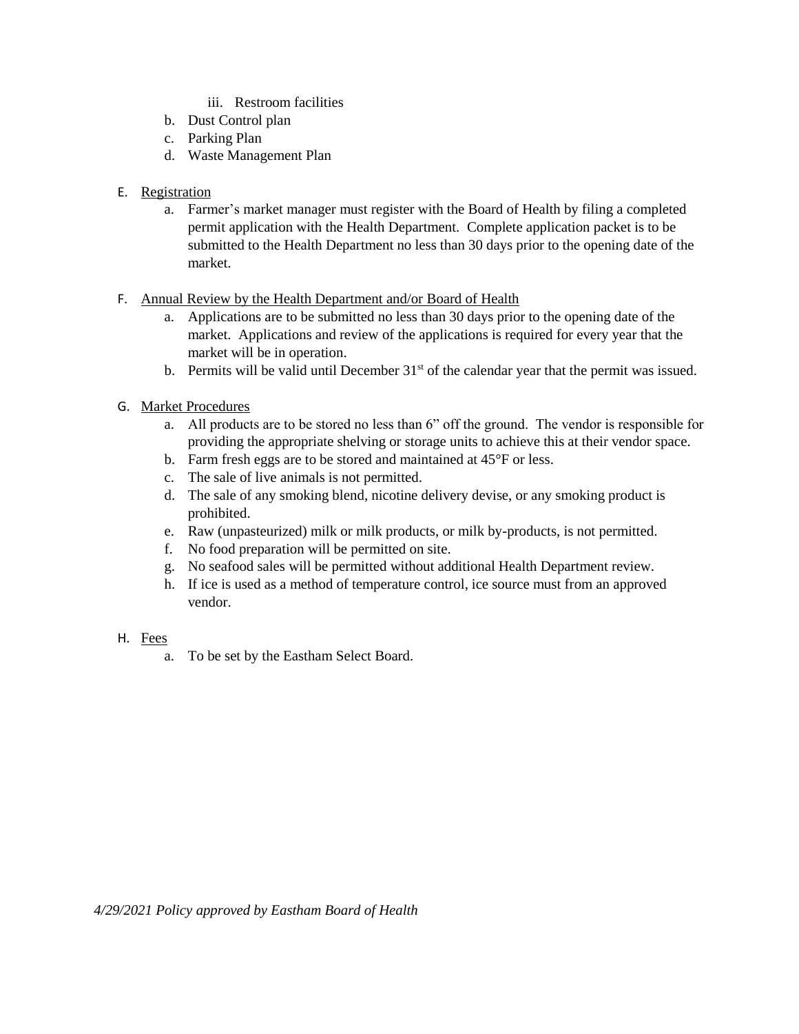iii. Restroom facilities

b. Dust Control plan
c. Parking Plan
d. Waste Management Plan

E. <u>Registration</u>

   a. Farmer's market manager must register with the Board of Health by filing a completed permit application with the Health Department. Complete application packet is to be submitted to the Health Department no less than 30 days prior to the opening date of the market.

F. <u>Annual Review by the Health Department and/or Board of Health</u>

   a. Applications are to be submitted no less than 30 days prior to the opening date of the market. Applications and review of the applications is required for every year that the market will be in operation.
   b. Permits will be valid until December 31st of the calendar year that the permit was issued.

G. <u>Market Procedures</u>

   a. All products are to be stored no less than 6" off the ground. The vendor is responsible for providing the appropriate shelving or storage units to achieve this at their vendor space.
   b. Farm fresh eggs are to be stored and maintained at 45°F or less.
   c. The sale of live animals is not permitted.
   d. The sale of any smoking blend, nicotine delivery devise, or any smoking product is prohibited.
   e. Raw (unpasteurized) milk or milk products, or milk by-products, is not permitted.
   f. No food preparation will be permitted on site.
   g. No seafood sales will be permitted without additional Health Department review.
   h. If ice is used as a method of temperature control, ice source must from an approved vendor.

H. <u>Fees</u>

   a. To be set by the Eastham Select Board.

*4/29/2021 Policy approved by Eastham Board of Health*